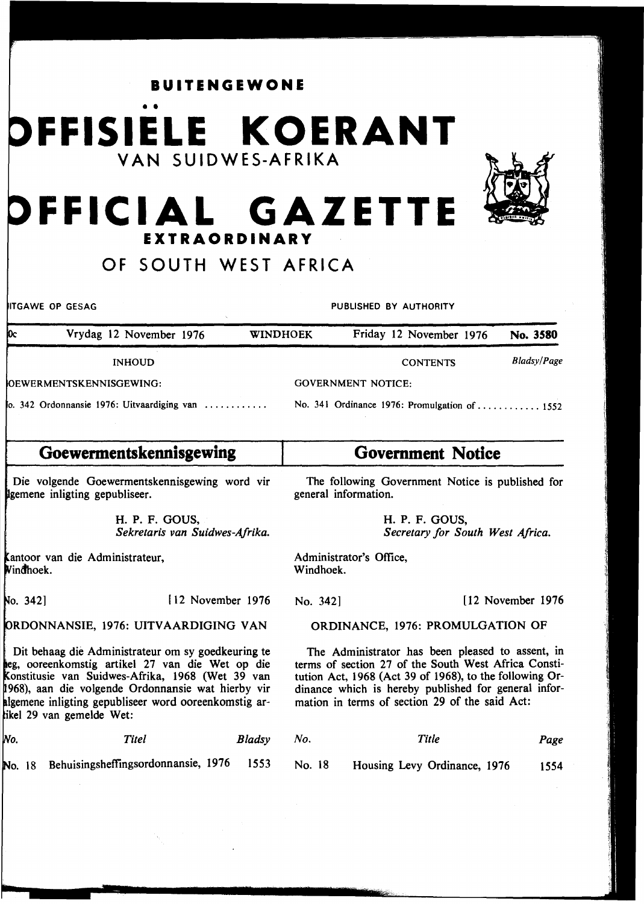**BUITENGEWONE**

# OFFISIËLE KOERANT
## VAN SUIDWES-AFRIKA

# OFFICIAL GAZETTE
## EXTRAORDINARY
## OF SOUTH WEST AFRICA

UITGAWE OP GESAG — PUBLISHED BY AUTHORITY

0c — Vrydag 12 November 1976 — WINDHOEK — Friday 12 November 1976 — **No. 3580**

| INHOUD | | CONTENTS | *Bladsy/Page* |
|---|---|---|---|
| GOEWERMENTSKENNISGEWING: | | GOVERNMENT NOTICE: | |
| No. 342 Ordonnansie 1976: Uitvaardiging van ............ | | No. 341 Ordinance 1976: Promulgation of ............ | 1552 |

## Goewermentskennisgewing

Die volgende Goewermentskennisgewing word vir algemene inligting gepubliseer.

H. P. F. GOUS,
*Sekretaris van Suidwes-Afrika.*

Kantoor van die Administrateur,
Windhoek.

No. 342] [12 November 1976

ORDONNANSIE, 1976: UITVAARDIGING VAN

Dit behaag die Administrateur om sy goedkeuring te heg, ooreenkomstig artikel 27 van die Wet op die Konstitusie van Suidwes-Afrika, 1968 (Wet 39 van 1968), aan die volgende Ordonnansie wat hierby vir algemene inligting gepubliseer word ooreenkomstig artikel 29 van gemelde Wet:

| *No.* | *Titel* | *Bladsy* |
|---|---|---|
| No. 18 | Behuisingsheffingsordonnansie, 1976 | 1553 |

## Government Notice

The following Government Notice is published for general information.

H. P. F. GOUS,
*Secretary for South West Africa.*

Administrator's Office,
Windhoek.

No. 342] [12 November 1976

ORDINANCE, 1976: PROMULGATION OF

The Administrator has been pleased to assent, in terms of section 27 of the South West Africa Constitution Act, 1968 (Act 39 of 1968), to the following Ordinance which is hereby published for general information in terms of section 29 of the said Act:

| *No.* | *Title* | *Page* |
|---|---|---|
| No. 18 | Housing Levy Ordinance, 1976 | 1554 |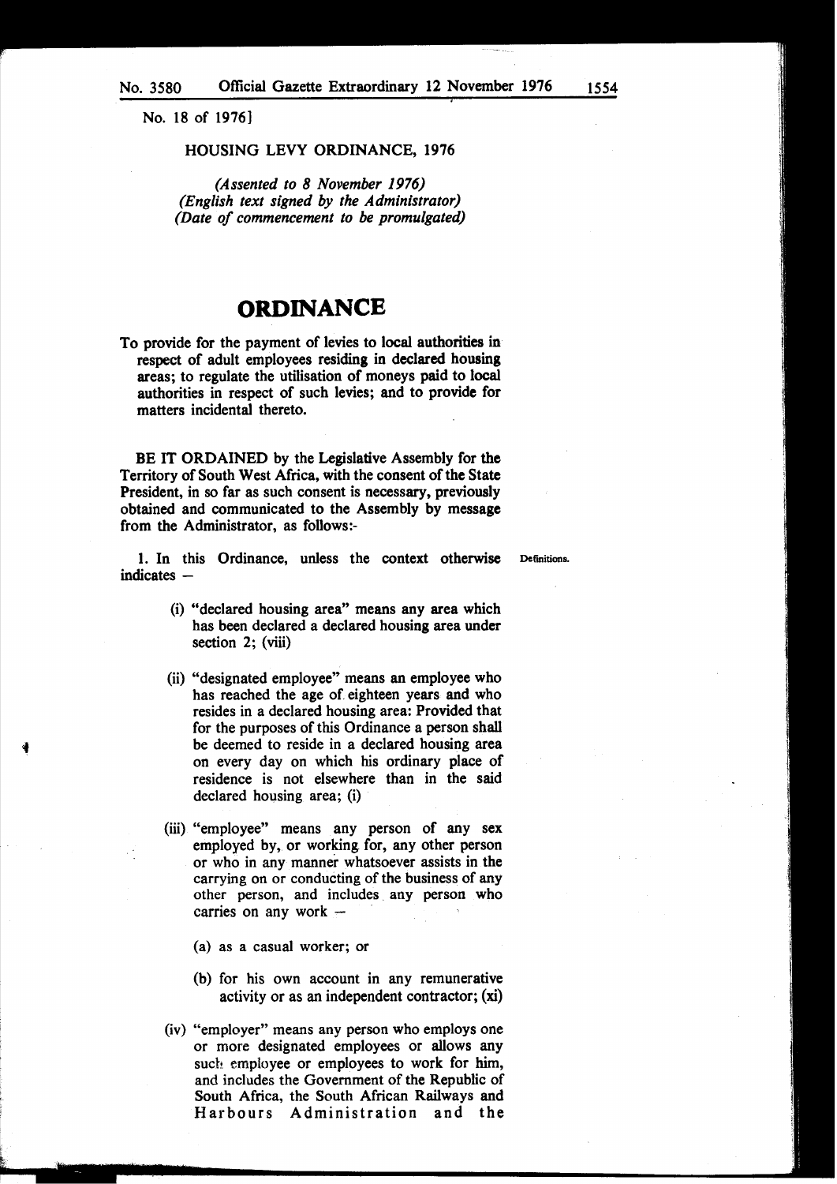No. 18 of 1976]

HOUSING LEVY ORDINANCE, 1976

*(Assented to 8 November 1976)*
*(English text signed by the Administrator)*
*(Date of commencement to be promulgated)*

# ORDINANCE

**To provide for the payment of levies to local authorities in respect of adult employees residing in declared housing areas; to regulate the utilisation of moneys paid to local authorities in respect of such levies; and to provide for matters incidental thereto.**

BE IT ORDAINED by the Legislative Assembly for the Territory of South West Africa, with the consent of the State President, in so far as such consent is necessary, previously obtained and communicated to the Assembly by message from the Administrator, as follows:-

Definitions.

1. In this Ordinance, unless the context otherwise indicates –

(i) "declared housing area" means any area which has been declared a declared housing area under section 2; (viii)

(ii) "designated employee" means an employee who has reached the age of eighteen years and who resides in a declared housing area: Provided that for the purposes of this Ordinance a person shall be deemed to reside in a declared housing area on every day on which his ordinary place of residence is not elsewhere than in the said declared housing area; (i)

(iii) "employee" means any person of any sex employed by, or working for, any other person or who in any manner whatsoever assists in the carrying on or conducting of the business of any other person, and includes any person who carries on any work –

(a) as a casual worker; or

(b) for his own account in any remunerative activity or as an independent contractor; (xi)

(iv) "employer" means any person who employs one or more designated employees or allows any such employee or employees to work for him, and includes the Government of the Republic of South Africa, the South African Railways and Harbours Administration and the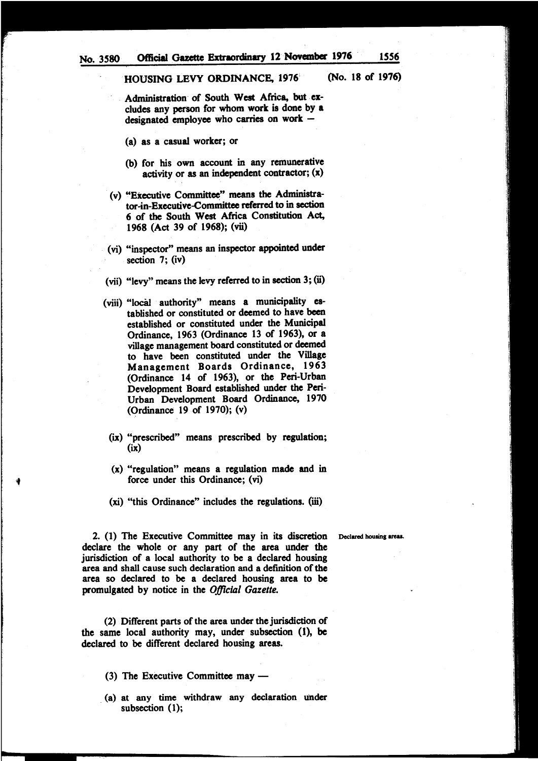Administration of South West Africa, but excludes any person for whom work is done by a designated employee who carries on work —

(a) as a casual worker; or

(b) for his own account in any remunerative activity or as an independent contractor; (x)

(v) "Executive Committee" means the Administrator-in-Executive-Committee referred to in section 6 of the South West Africa Constitution Act, 1968 (Act 39 of 1968); (vii)

(vi) "inspector" means an inspector appointed under section 7; (iv)

(vii) "levy" means the levy referred to in section 3; (ii)

(viii) "local authority" means a municipality established or constituted or deemed to have been established or constituted under the Municipal Ordinance, 1963 (Ordinance 13 of 1963), or a village management board constituted or deemed to have been constituted under the Village Management Boards Ordinance, 1963 (Ordinance 14 of 1963), or the Peri-Urban Development Board established under the Peri-Urban Development Board Ordinance, 1970 (Ordinance 19 of 1970); (v)

(ix) "prescribed" means prescribed by regulation; (ix)

(x) "regulation" means a regulation made and in force under this Ordinance; (vi)

(xi) "this Ordinance" includes the regulations. (iii)

**Declared housing areas.**

2. (1) The Executive Committee may in its discretion declare the whole or any part of the area under the jurisdiction of a local authority to be a declared housing area and shall cause such declaration and a definition of the area so declared to be a declared housing area to be promulgated by notice in the *Official Gazette*.

(2) Different parts of the area under the jurisdiction of the same local authority may, under subsection (1), be declared to be different declared housing areas.

(3) The Executive Committee may —

(a) at any time withdraw any declaration under subsection (1);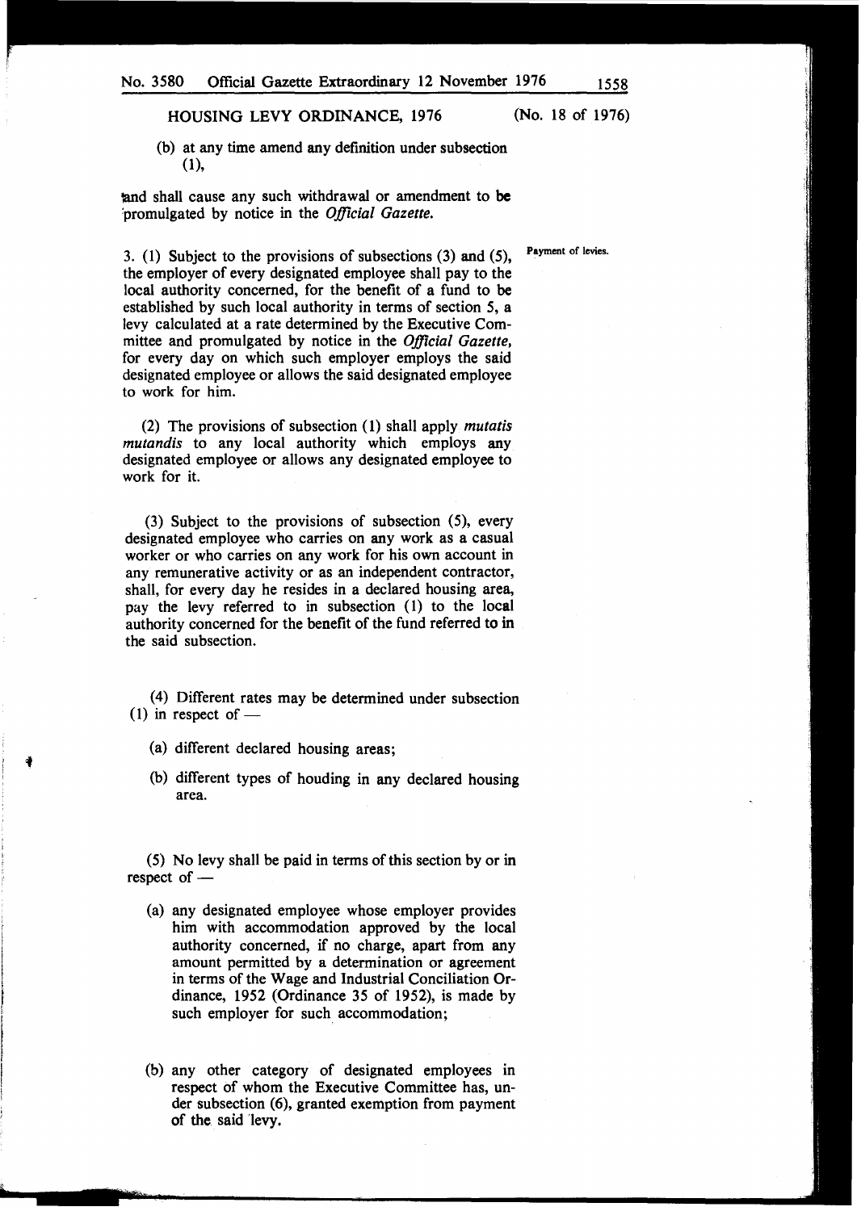(b) at any time amend any definition under subsection (1),

and shall cause any such withdrawal or amendment to be promulgated by notice in the *Official Gazette.*

Payment of levies.

3. (1) Subject to the provisions of subsections (3) and (5), the employer of every designated employee shall pay to the local authority concerned, for the benefit of a fund to be established by such local authority in terms of section 5, a levy calculated at a rate determined by the Executive Committee and promulgated by notice in the *Official Gazette,* for every day on which such employer employs the said designated employee or allows the said designated employee to work for him.

(2) The provisions of subsection (1) shall apply *mutatis mutandis* to any local authority which employs any designated employee or allows any designated employee to work for it.

(3) Subject to the provisions of subsection (5), every designated employee who carries on any work as a casual worker or who carries on any work for his own account in any remunerative activity or as an independent contractor, shall, for every day he resides in a declared housing area, pay the levy referred to in subsection (1) to the local authority concerned for the benefit of the fund referred to in the said subsection.

(4) Different rates may be determined under subsection (1) in respect of —

(a) different declared housing areas;

(b) different types of houding in any declared housing area.

(5) No levy shall be paid in terms of this section by or in respect of —

(a) any designated employee whose employer provides him with accommodation approved by the local authority concerned, if no charge, apart from any amount permitted by a determination or agreement in terms of the Wage and Industrial Conciliation Ordinance, 1952 (Ordinance 35 of 1952), is made by such employer for such accommodation;

(b) any other category of designated employees in respect of whom the Executive Committee has, under subsection (6), granted exemption from payment of the said levy.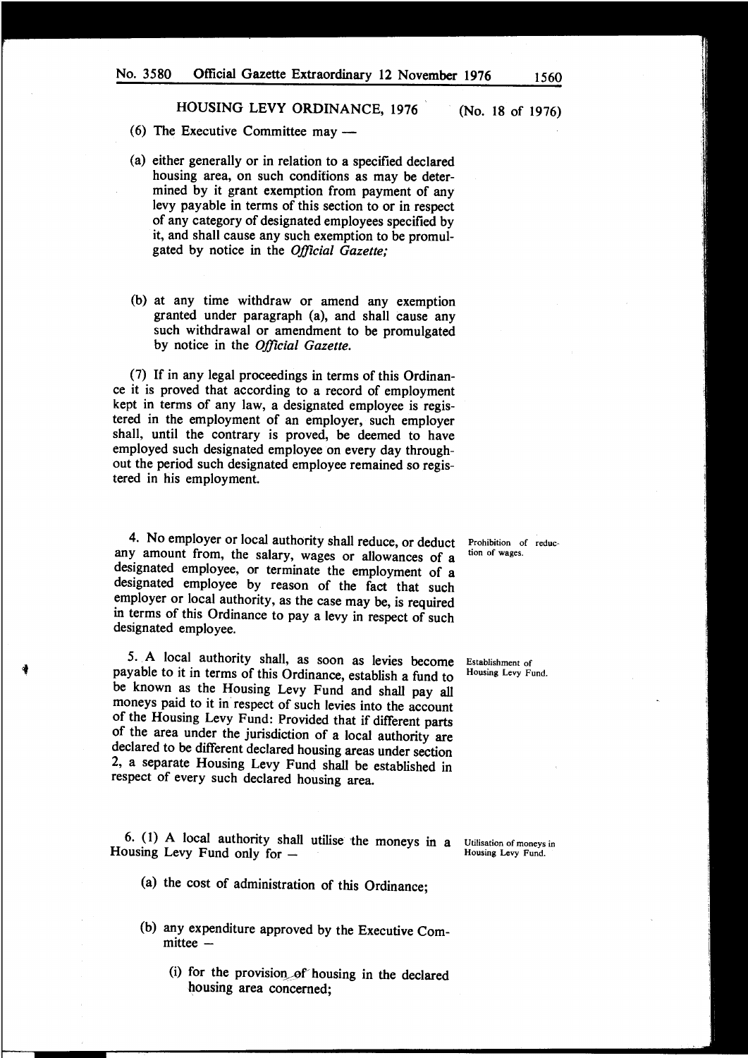(6) The Executive Committee may —

(a) either generally or in relation to a specified declared housing area, on such conditions as may be determined by it grant exemption from payment of any levy payable in terms of this section to or in respect of any category of designated employees specified by it, and shall cause any such exemption to be promulgated by notice in the *Official Gazette;*

(b) at any time withdraw or amend any exemption granted under paragraph (a), and shall cause any such withdrawal or amendment to be promulgated by notice in the *Official Gazette.*

(7) If in any legal proceedings in terms of this Ordinance it is proved that according to a record of employment kept in terms of any law, a designated employee is registered in the employment of an employer, such employer shall, until the contrary is proved, be deemed to have employed such designated employee on every day throughout the period such designated employee remained so registered in his employment.

*Prohibition of reduction of wages.*

4. No employer or local authority shall reduce, or deduct any amount from, the salary, wages or allowances of a designated employee, or terminate the employment of a designated employee by reason of the fact that such employer or local authority, as the case may be, is required in terms of this Ordinance to pay a levy in respect of such designated employee.

*Establishment of Housing Levy Fund.*

5. A local authority shall, as soon as levies become payable to it in terms of this Ordinance, establish a fund to be known as the Housing Levy Fund and shall pay all moneys paid to it in respect of such levies into the account of the Housing Levy Fund: Provided that if different parts of the area under the jurisdiction of a local authority are declared to be different declared housing areas under section 2, a separate Housing Levy Fund shall be established in respect of every such declared housing area.

*Utilisation of moneys in Housing Levy Fund.*

6. (1) A local authority shall utilise the moneys in a Housing Levy Fund only for —

(a) the cost of administration of this Ordinance;

(b) any expenditure approved by the Executive Committee —

(i) for the provision of housing in the declared housing area concerned;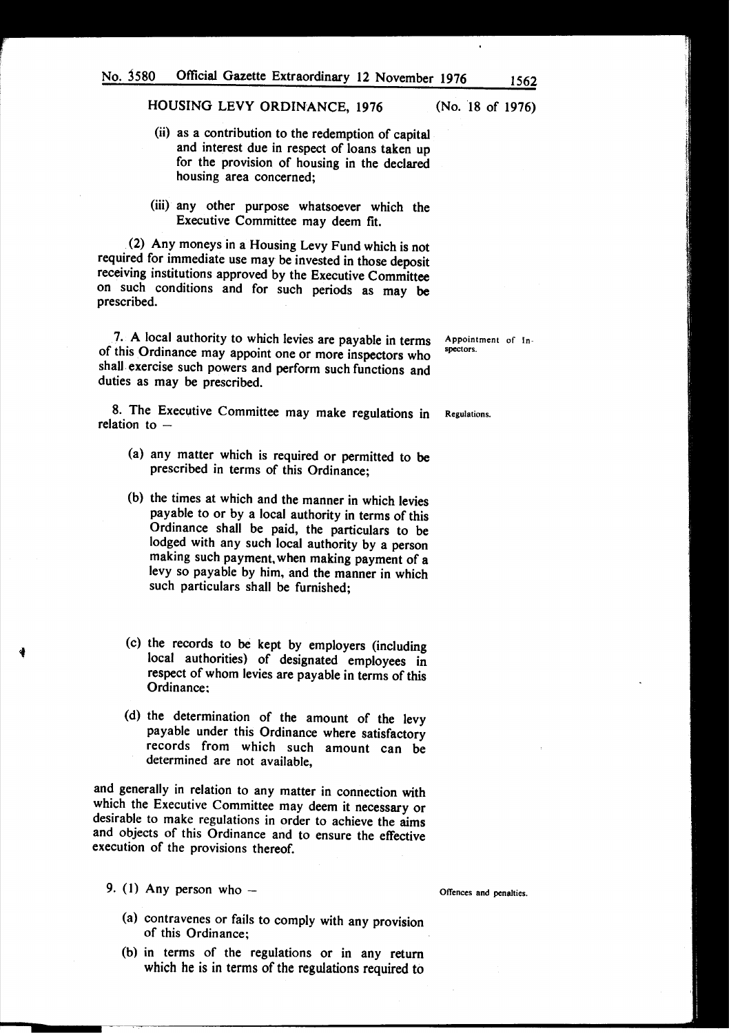(ii) as a contribution to the redemption of capital and interest due in respect of loans taken up for the provision of housing in the declared housing area concerned;

(iii) any other purpose whatsoever which the Executive Committee may deem fit.

(2) Any moneys in a Housing Levy Fund which is not required for immediate use may be invested in those deposit receiving institutions approved by the Executive Committee on such conditions and for such periods as may be prescribed.

*Appointment of Inspectors.*

7. A local authority to which levies are payable in terms of this Ordinance may appoint one or more inspectors who shall exercise such powers and perform such functions and duties as may be prescribed.

*Regulations.*

8. The Executive Committee may make regulations in relation to –

(a) any matter which is required or permitted to be prescribed in terms of this Ordinance;

(b) the times at which and the manner in which levies payable to or by a local authority in terms of this Ordinance shall be paid, the particulars to be lodged with any such local authority by a person making such payment, when making payment of a levy so payable by him, and the manner in which such particulars shall be furnished;

(c) the records to be kept by employers (including local authorities) of designated employees in respect of whom levies are payable in terms of this Ordinance;

(d) the determination of the amount of the levy payable under this Ordinance where satisfactory records from which such amount can be determined are not available,

and generally in relation to any matter in connection with which the Executive Committee may deem it necessary or desirable to make regulations in order to achieve the aims and objects of this Ordinance and to ensure the effective execution of the provisions thereof.

*Offences and penalties.*

9. (1) Any person who –

(a) contravenes or fails to comply with any provision of this Ordinance;

(b) in terms of the regulations or in any return which he is in terms of the regulations required to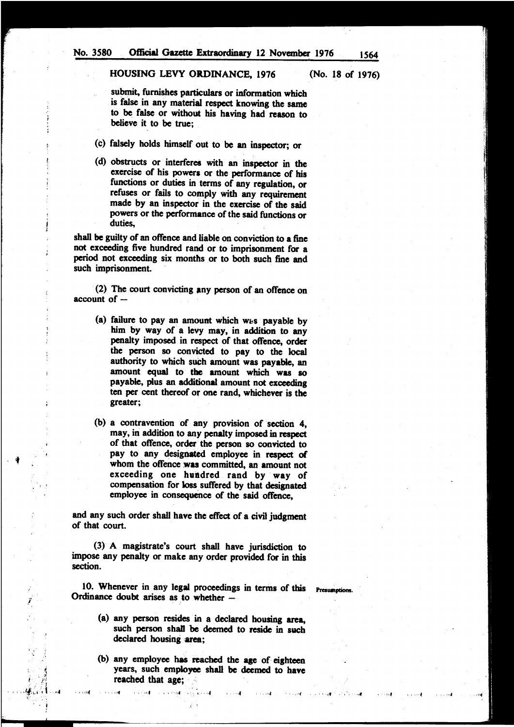submit, furnishes particulars or information which is false in any material respect knowing the same to be false or without his having had reason to believe it to be true;

(c) falsely holds himself out to be an inspector; or

(d) obstructs or interferes with an inspector in the exercise of his powers or the performance of his functions or duties in terms of any regulation, or refuses or fails to comply with any requirement made by an inspector in the exercise of the said powers or the performance of the said functions or duties,

shall be guilty of an offence and liable on conviction to a fine not exceeding five hundred rand or to imprisonment for a period not exceeding six months or to both such fine and such imprisonment.

(2) The court convicting any person of an offence on account of —

(a) failure to pay an amount which was payable by him by way of a levy may, in addition to any penalty imposed in respect of that offence, order the person so convicted to pay to the local authority to which such amount was payable, an amount equal to the amount which was so payable, plus an additional amount not exceeding ten per cent thereof or one rand, whichever is the greater;

(b) a contravention of any provision of section 4, may, in addition to any penalty imposed in respect of that offence, order the person so convicted to pay to any designated employee in respect of whom the offence was committed, an amount not exceeding one hundred rand by way of compensation for loss suffered by that designated employee in consequence of the said offence,

and any such order shall have the effect of a civil judgment of that court.

(3) A magistrate's court shall have jurisdiction to impose any penalty or make any order provided for in this section.

**Presumptions.**

10. Whenever in any legal proceedings in terms of this Ordinance doubt arises as to whether —

(a) any person resides in a declared housing area, such person shall be deemed to reside in such declared housing area;

(b) any employee has reached the age of eighteen years, such employee shall be deemed to have reached that age;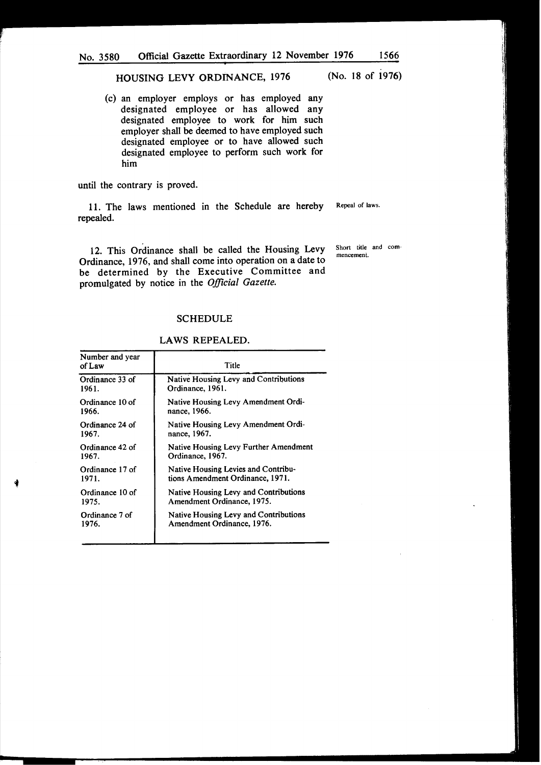(c) an employer employs or has employed any designated employee or has allowed any designated employee to work for him such employer shall be deemed to have employed such designated employee or to have allowed such designated employee to perform such work for him

until the contrary is proved.

Repeal of laws.

11. The laws mentioned in the Schedule are hereby repealed.

Short title and commencement.

12. This Ordinance shall be called the Housing Levy Ordinance, 1976, and shall come into operation on a date to be determined by the Executive Committee and promulgated by notice in the *Official Gazette*.

## SCHEDULE

### LAWS REPEALED.

| Number and year of Law | Title |
|---|---|
| Ordinance 33 of 1961. | Native Housing Levy and Contributions Ordinance, 1961. |
| Ordinance 10 of 1966. | Native Housing Levy Amendment Ordinance, 1966. |
| Ordinance 24 of 1967. | Native Housing Levy Amendment Ordinance, 1967. |
| Ordinance 42 of 1967. | Native Housing Levy Further Amendment Ordinance, 1967. |
| Ordinance 17 of 1971. | Native Housing Levies and Contributions Amendment Ordinance, 1971. |
| Ordinance 10 of 1975. | Native Housing Levy and Contributions Amendment Ordinance, 1975. |
| Ordinance 7 of 1976. | Native Housing Levy and Contributions Amendment Ordinance, 1976. |